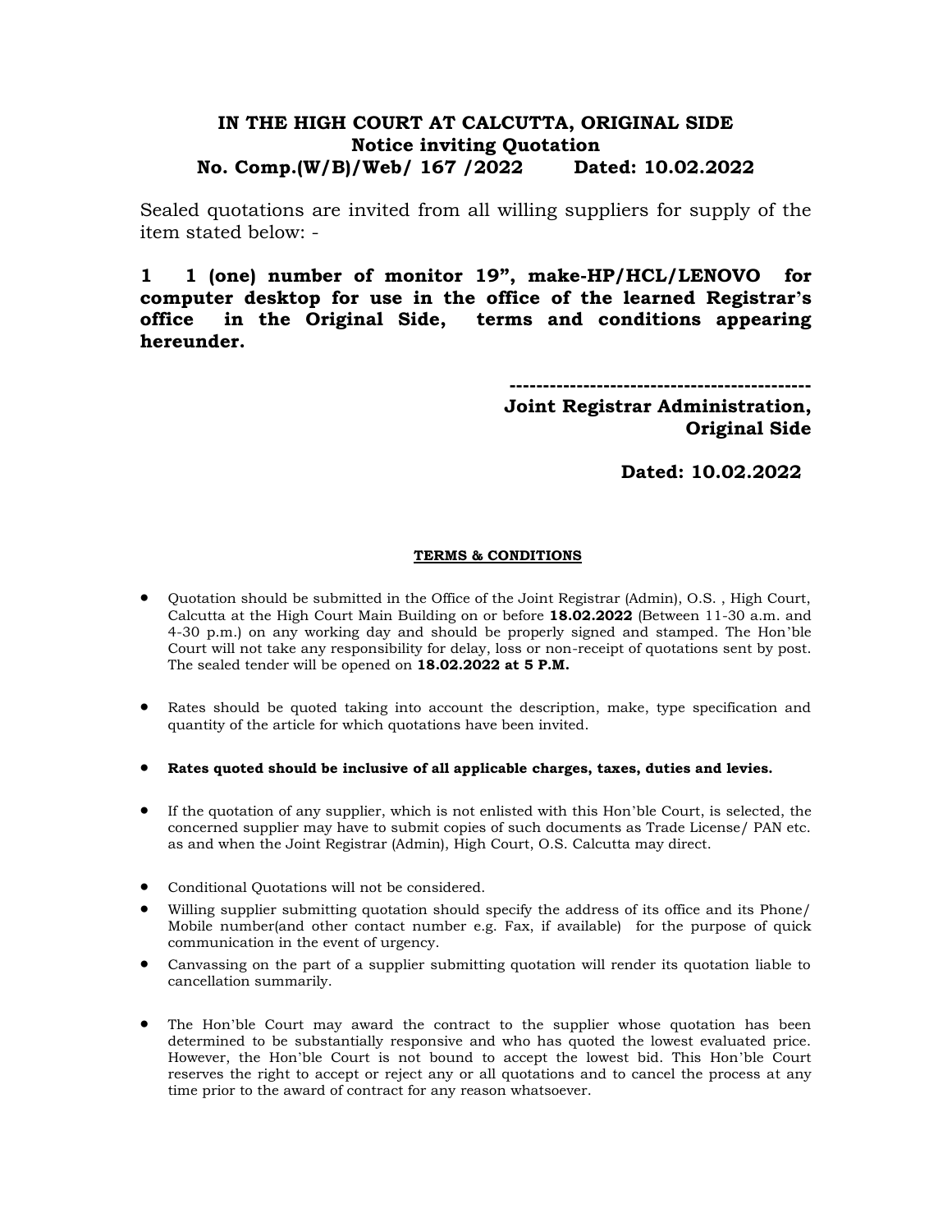**IN THE HIGH COURT AT CALCUTTA, ORIGINAL SIDE**
**Notice inviting Quotation**
**No. Comp.(W/B)/Web/ 167 /2022 Dated: 10.02.2022**

Sealed quotations are invited from all willing suppliers for supply of the item stated below: -

**1 1 (one) number of monitor 19", make-HP/HCL/LENOVO for computer desktop for use in the office of the learned Registrar's office in the Original Side, terms and conditions appearing hereunder.**

**--------------------------------------------**
**Joint Registrar Administration,**
**Original Side**

**Dated: 10.02.2022**

**<u>TERMS & CONDITIONS</u>**

- Quotation should be submitted in the Office of the Joint Registrar (Admin), O.S. , High Court, Calcutta at the High Court Main Building on or before **18.02.2022** (Between 11-30 a.m. and 4-30 p.m.) on any working day and should be properly signed and stamped. The Hon'ble Court will not take any responsibility for delay, loss or non-receipt of quotations sent by post. The sealed tender will be opened on **18.02.2022 at 5 P.M.**
- Rates should be quoted taking into account the description, make, type specification and quantity of the article for which quotations have been invited.
- **Rates quoted should be inclusive of all applicable charges, taxes, duties and levies.**
- If the quotation of any supplier, which is not enlisted with this Hon'ble Court, is selected, the concerned supplier may have to submit copies of such documents as Trade License/ PAN etc. as and when the Joint Registrar (Admin), High Court, O.S. Calcutta may direct.
- Conditional Quotations will not be considered.
- Willing supplier submitting quotation should specify the address of its office and its Phone/ Mobile number(and other contact number e.g. Fax, if available) for the purpose of quick communication in the event of urgency.
- Canvassing on the part of a supplier submitting quotation will render its quotation liable to cancellation summarily.
- The Hon'ble Court may award the contract to the supplier whose quotation has been determined to be substantially responsive and who has quoted the lowest evaluated price. However, the Hon'ble Court is not bound to accept the lowest bid. This Hon'ble Court reserves the right to accept or reject any or all quotations and to cancel the process at any time prior to the award of contract for any reason whatsoever.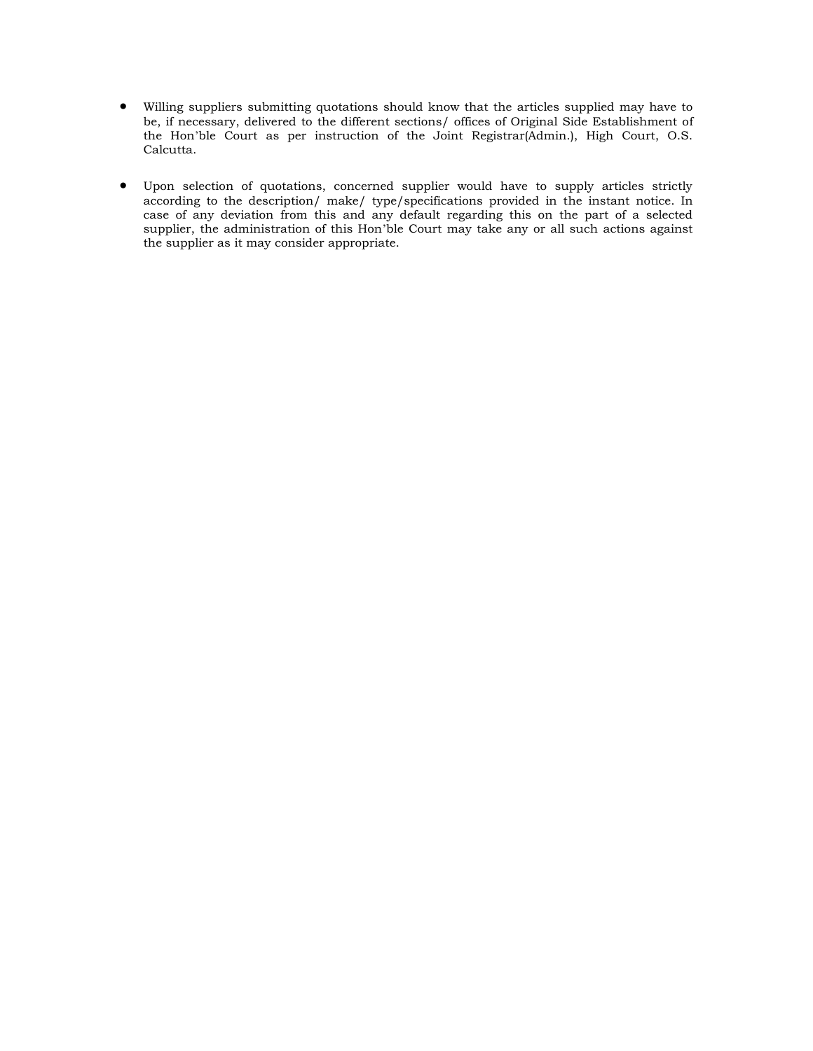- Willing suppliers submitting quotations should know that the articles supplied may have to be, if necessary, delivered to the different sections/ offices of Original Side Establishment of the Hon'ble Court as per instruction of the Joint Registrar(Admin.), High Court, O.S. Calcutta.

- Upon selection of quotations, concerned supplier would have to supply articles strictly according to the description/ make/ type/specifications provided in the instant notice. In case of any deviation from this and any default regarding this on the part of a selected supplier, the administration of this Hon'ble Court may take any or all such actions against the supplier as it may consider appropriate.